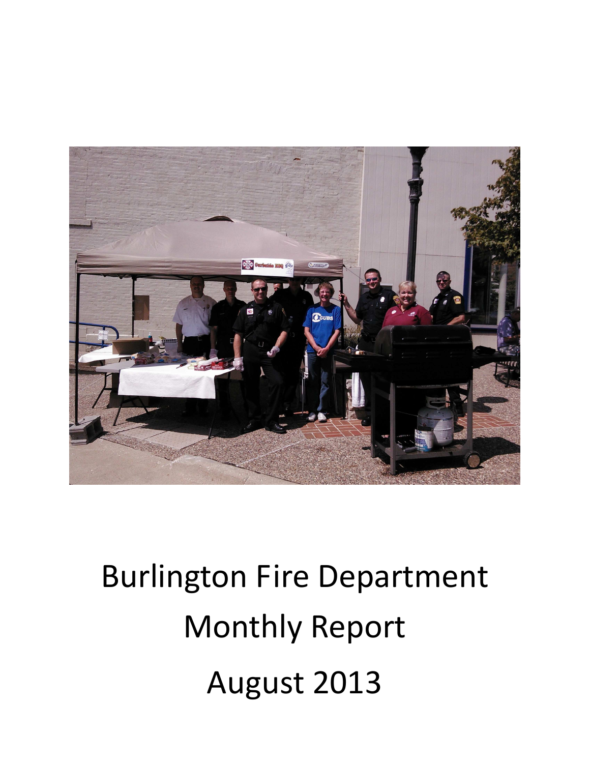# Burlington Fire Department

# Monthly Report

# August 2013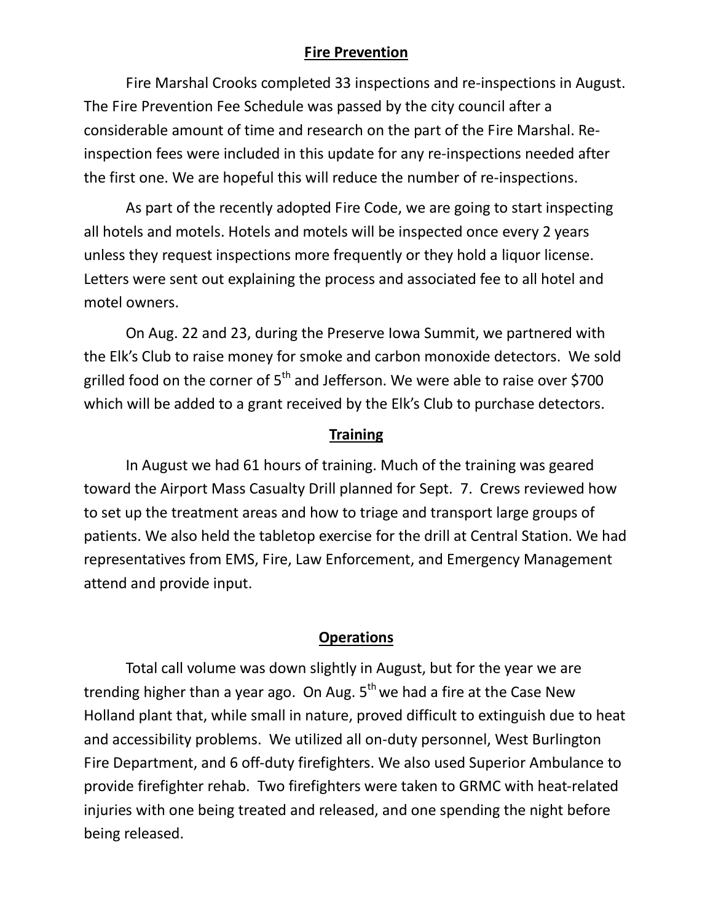## Fire Prevention

Fire Marshal Crooks completed 33 inspections and re-inspections in August. The Fire Prevention Fee Schedule was passed by the city council after a considerable amount of time and research on the part of the Fire Marshal. Re-inspection fees were included in this update for any re-inspections needed after the first one. We are hopeful this will reduce the number of re-inspections.

As part of the recently adopted Fire Code, we are going to start inspecting all hotels and motels. Hotels and motels will be inspected once every 2 years unless they request inspections more frequently or they hold a liquor license. Letters were sent out explaining the process and associated fee to all hotel and motel owners.

On Aug. 22 and 23, during the Preserve Iowa Summit, we partnered with the Elk's Club to raise money for smoke and carbon monoxide detectors. We sold grilled food on the corner of 5th and Jefferson. We were able to raise over $700 which will be added to a grant received by the Elk's Club to purchase detectors.

## Training

In August we had 61 hours of training. Much of the training was geared toward the Airport Mass Casualty Drill planned for Sept. 7. Crews reviewed how to set up the treatment areas and how to triage and transport large groups of patients. We also held the tabletop exercise for the drill at Central Station. We had representatives from EMS, Fire, Law Enforcement, and Emergency Management attend and provide input.

## Operations

Total call volume was down slightly in August, but for the year we are trending higher than a year ago. On Aug. 5th we had a fire at the Case New Holland plant that, while small in nature, proved difficult to extinguish due to heat and accessibility problems. We utilized all on-duty personnel, West Burlington Fire Department, and 6 off-duty firefighters. We also used Superior Ambulance to provide firefighter rehab. Two firefighters were taken to GRMC with heat-related injuries with one being treated and released, and one spending the night before being released.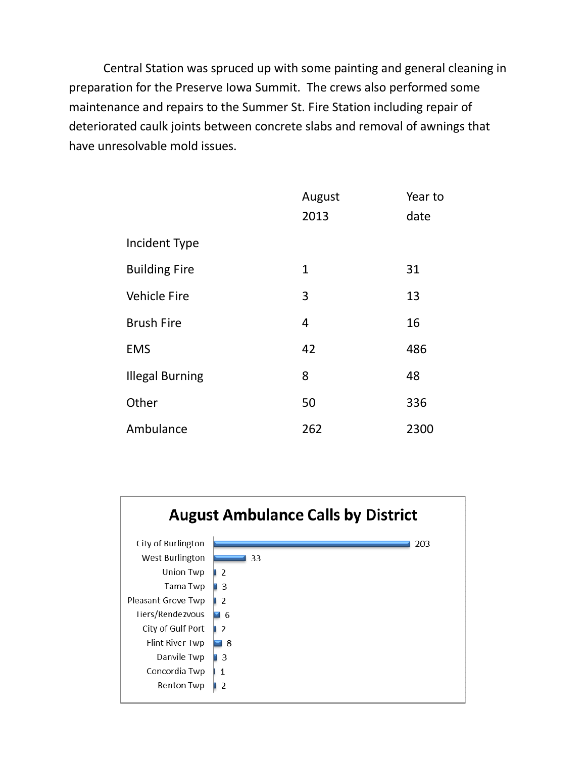Central Station was spruced up with some painting and general cleaning in preparation for the Preserve Iowa Summit. The crews also performed some maintenance and repairs to the Summer St. Fire Station including repair of deteriorated caulk joints between concrete slabs and removal of awnings that have unresolvable mold issues.

| Incident Type | August 2013 | Year to date |
|---|---|---|
| Building Fire | 1 | 31 |
| Vehicle Fire | 3 | 13 |
| Brush Fire | 4 | 16 |
| EMS | 42 | 486 |
| Illegal Burning | 8 | 48 |
| Other | 50 | 336 |
| Ambulance | 262 | 2300 |

**August Ambulance Calls by District**

| District | Calls |
|---|---|
| City of Burlington | 203 |
| West Burlington | 33 |
| Union Twp | 2 |
| Tama Twp | 3 |
| Pleasant Grove Twp | 2 |
| Tiers/Rendezvous | 6 |
| City of Gulf Port | 2 |
| Flint River Twp | 8 |
| Danvile Twp | 3 |
| Concordia Twp | 1 |
| Benton Twp | 2 |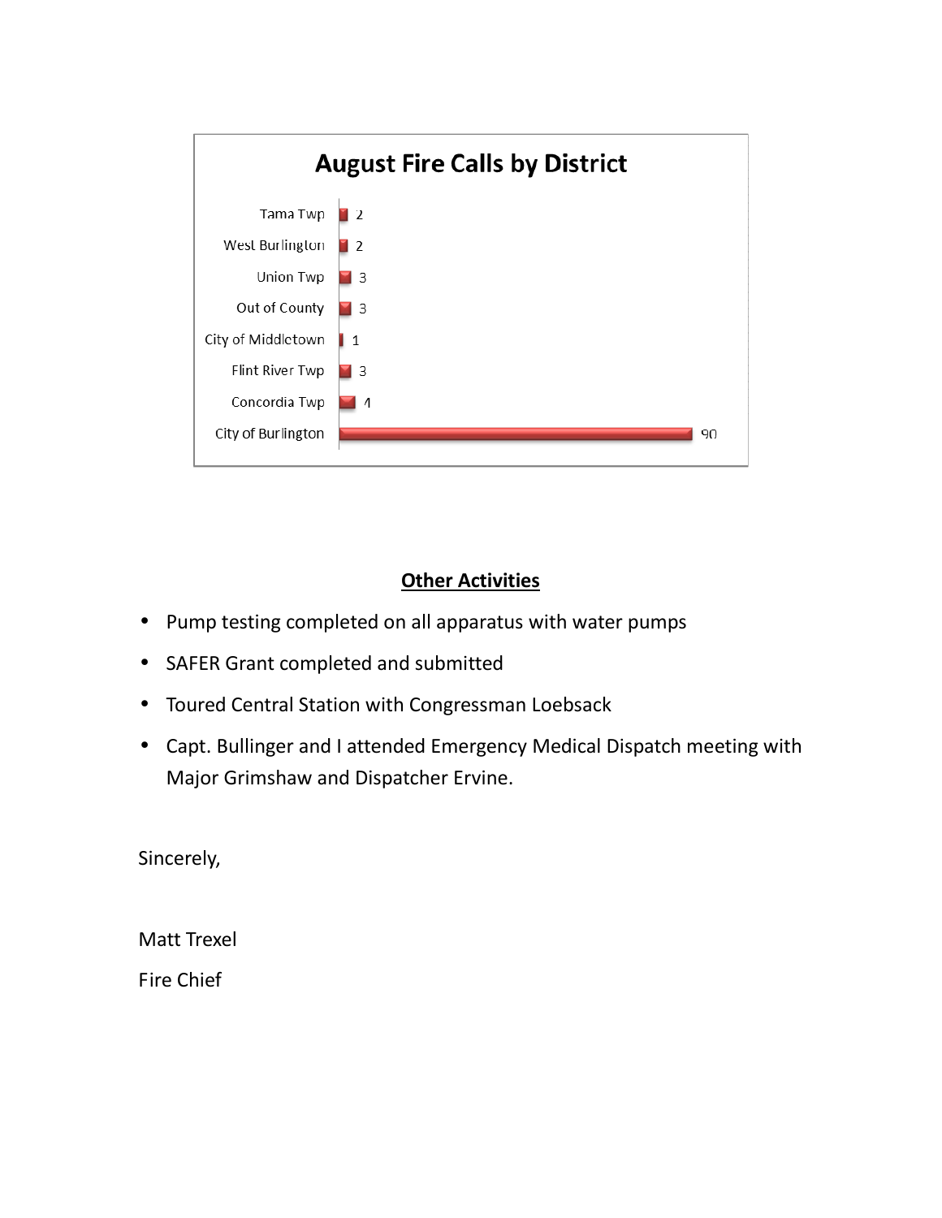August Fire Calls by District

Tama Twp 2
West Burlington 2
Union Twp 3
Out of County 3
City of Middletown 1
Flint River Twp 3
Concordia Twp 4
City of Burlington 90

## Other Activities

- Pump testing completed on all apparatus with water pumps
- SAFER Grant completed and submitted
- Toured Central Station with Congressman Loebsack
- Capt. Bullinger and I attended Emergency Medical Dispatch meeting with Major Grimshaw and Dispatcher Ervine.

Sincerely,

Matt Trexel

Fire Chief